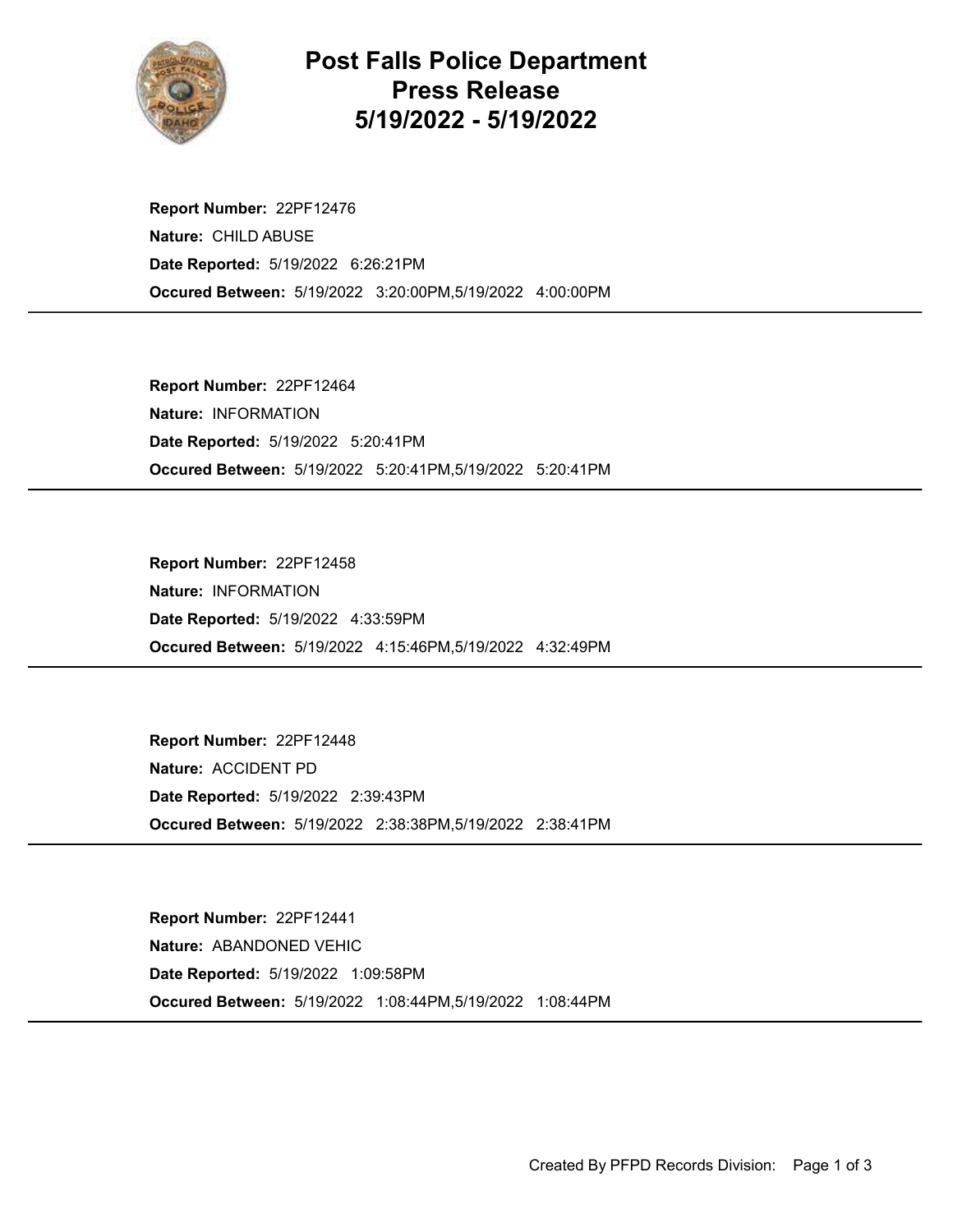# Post Falls Police Department Press Release 5/19/2022 - 5/19/2022

**Report Number:** 22PF12476
**Nature:** CHILD ABUSE
**Date Reported:** 5/19/2022 6:26:21PM
**Occured Between:** 5/19/2022 3:20:00PM,5/19/2022 4:00:00PM

---

**Report Number:** 22PF12464
**Nature:** INFORMATION
**Date Reported:** 5/19/2022 5:20:41PM
**Occured Between:** 5/19/2022 5:20:41PM,5/19/2022 5:20:41PM

---

**Report Number:** 22PF12458
**Nature:** INFORMATION
**Date Reported:** 5/19/2022 4:33:59PM
**Occured Between:** 5/19/2022 4:15:46PM,5/19/2022 4:32:49PM

---

**Report Number:** 22PF12448
**Nature:** ACCIDENT PD
**Date Reported:** 5/19/2022 2:39:43PM
**Occured Between:** 5/19/2022 2:38:38PM,5/19/2022 2:38:41PM

---

**Report Number:** 22PF12441
**Nature:** ABANDONED VEHIC
**Date Reported:** 5/19/2022 1:09:58PM
**Occured Between:** 5/19/2022 1:08:44PM,5/19/2022 1:08:44PM

---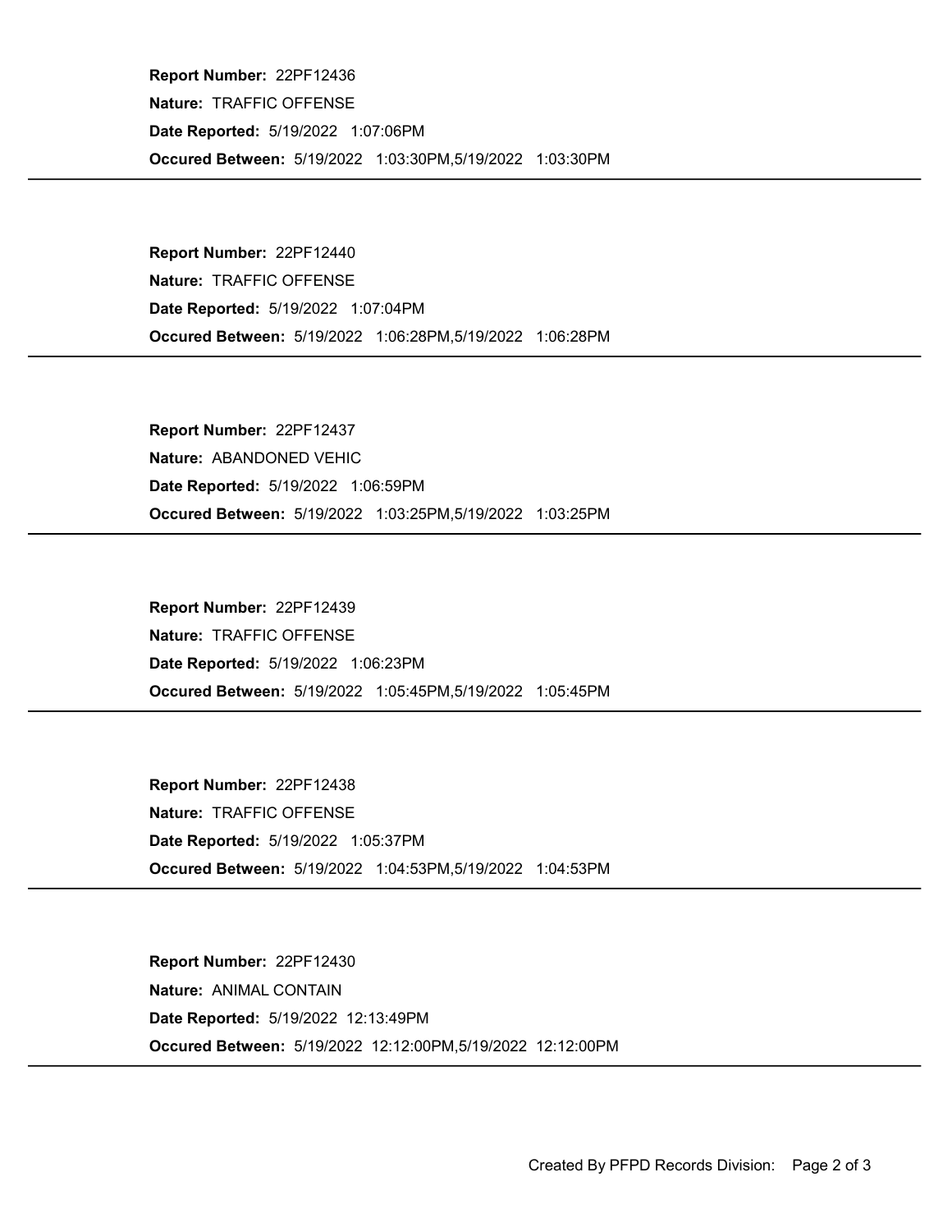**Report Number:** 22PF12436

**Nature:** TRAFFIC OFFENSE

**Date Reported:** 5/19/2022 1:07:06PM

**Occured Between:** 5/19/2022 1:03:30PM,5/19/2022 1:03:30PM

---

**Report Number:** 22PF12440

**Nature:** TRAFFIC OFFENSE

**Date Reported:** 5/19/2022 1:07:04PM

**Occured Between:** 5/19/2022 1:06:28PM,5/19/2022 1:06:28PM

---

**Report Number:** 22PF12437

**Nature:** ABANDONED VEHIC

**Date Reported:** 5/19/2022 1:06:59PM

**Occured Between:** 5/19/2022 1:03:25PM,5/19/2022 1:03:25PM

---

**Report Number:** 22PF12439

**Nature:** TRAFFIC OFFENSE

**Date Reported:** 5/19/2022 1:06:23PM

**Occured Between:** 5/19/2022 1:05:45PM,5/19/2022 1:05:45PM

---

**Report Number:** 22PF12438

**Nature:** TRAFFIC OFFENSE

**Date Reported:** 5/19/2022 1:05:37PM

**Occured Between:** 5/19/2022 1:04:53PM,5/19/2022 1:04:53PM

---

**Report Number:** 22PF12430

**Nature:** ANIMAL CONTAIN

**Date Reported:** 5/19/2022 12:13:49PM

**Occured Between:** 5/19/2022 12:12:00PM,5/19/2022 12:12:00PM

---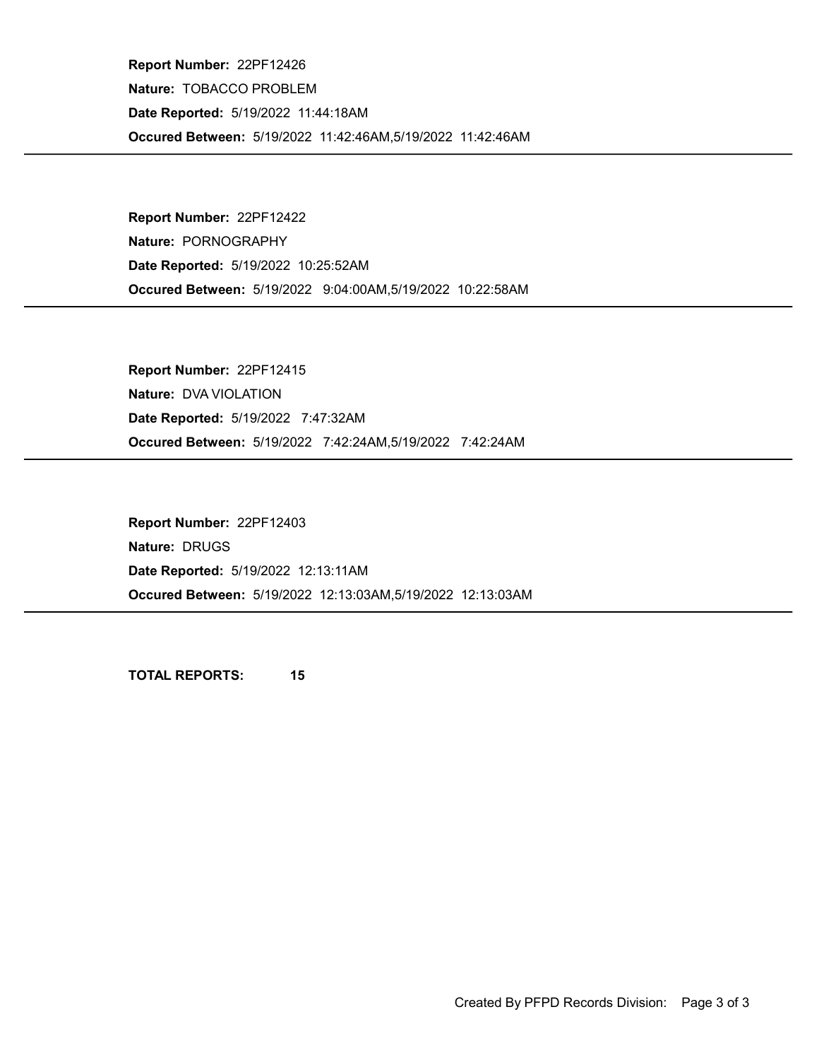**Report Number:** 22PF12426

**Nature:** TOBACCO PROBLEM

**Date Reported:** 5/19/2022 11:44:18AM

**Occured Between:** 5/19/2022 11:42:46AM,5/19/2022 11:42:46AM

---

**Report Number:** 22PF12422

**Nature:** PORNOGRAPHY

**Date Reported:** 5/19/2022 10:25:52AM

**Occured Between:** 5/19/2022 9:04:00AM,5/19/2022 10:22:58AM

---

**Report Number:** 22PF12415

**Nature:** DVA VIOLATION

**Date Reported:** 5/19/2022 7:47:32AM

**Occured Between:** 5/19/2022 7:42:24AM,5/19/2022 7:42:24AM

---

**Report Number:** 22PF12403

**Nature:** DRUGS

**Date Reported:** 5/19/2022 12:13:11AM

**Occured Between:** 5/19/2022 12:13:03AM,5/19/2022 12:13:03AM

---

**TOTAL REPORTS: 15**

Created By PFPD Records Division: